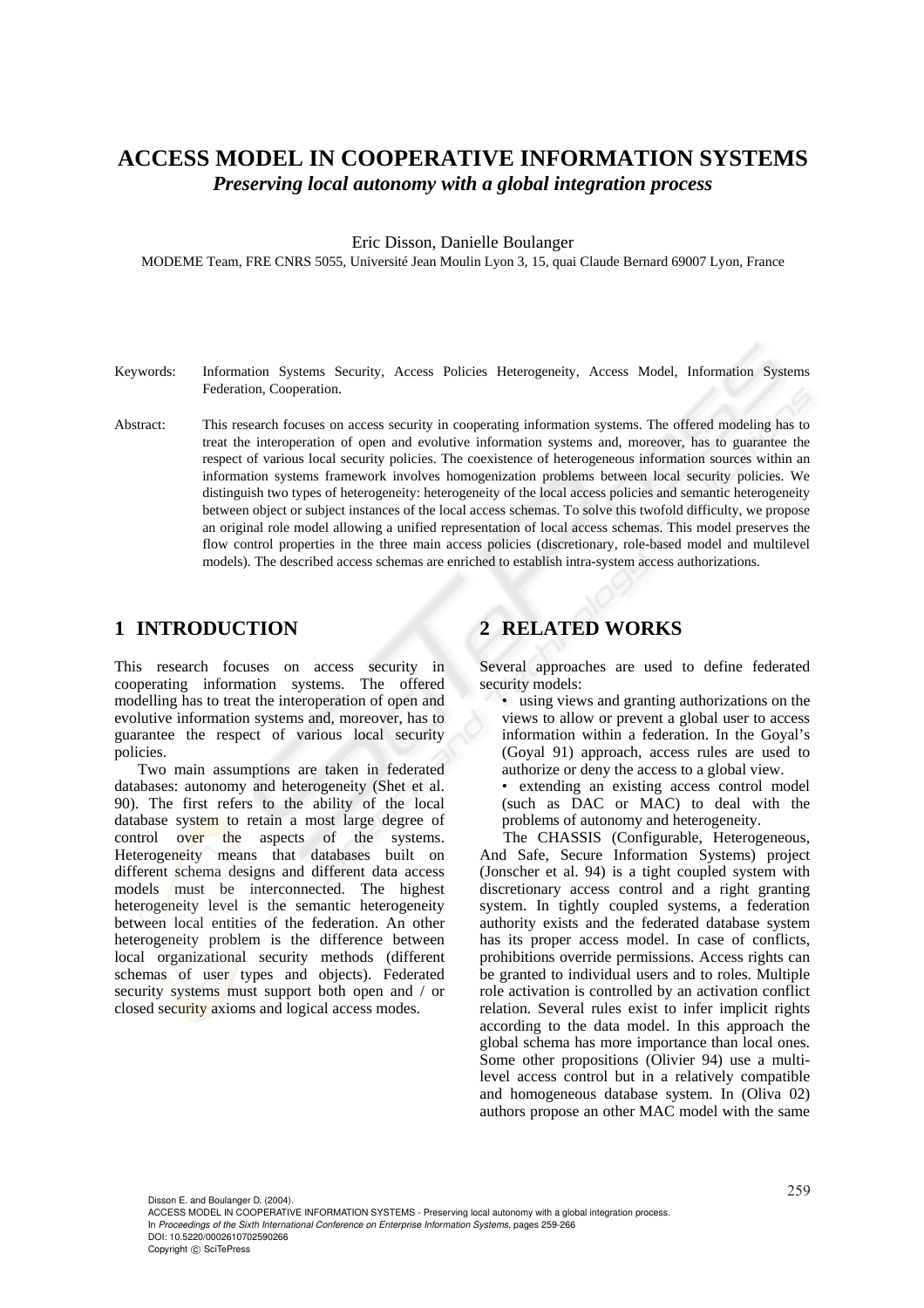# ACCESS MODEL IN COOPERATIVE INFORMATION SYSTEMS

***Preserving local autonomy with a global integration process***

Eric Disson, Danielle Boulanger

MODEME Team, FRE CNRS 5055, Université Jean Moulin Lyon 3, 15, quai Claude Bernard 69007 Lyon, France

Keywords: Information Systems Security, Access Policies Heterogeneity, Access Model, Information Systems Federation, Cooperation.

Abstract: This research focuses on access security in cooperating information systems. The offered modeling has to treat the interoperation of open and evolutive information systems and, moreover, has to guarantee the respect of various local security policies. The coexistence of heterogeneous information sources within an information systems framework involves homogenization problems between local security policies. We distinguish two types of heterogeneity: heterogeneity of the local access policies and semantic heterogeneity between object or subject instances of the local access schemas. To solve this twofold difficulty, we propose an original role model allowing a unified representation of local access schemas. This model preserves the flow control properties in the three main access policies (discretionary, role-based model and multilevel models). The described access schemas are enriched to establish intra-system access authorizations.

## 1 INTRODUCTION

This research focuses on access security in cooperating information systems. The offered modelling has to treat the interoperation of open and evolutive information systems and, moreover, has to guarantee the respect of various local security policies.

Two main assumptions are taken in federated databases: autonomy and heterogeneity (Shet et al. 90). The first refers to the ability of the local database system to retain a most large degree of control over the aspects of the systems. Heterogeneity means that databases built on different schema designs and different data access models must be interconnected. The highest heterogeneity level is the semantic heterogeneity between local entities of the federation. An other heterogeneity problem is the difference between local organizational security methods (different schemas of user types and objects). Federated security systems must support both open and / or closed security axioms and logical access modes.

## 2 RELATED WORKS

Several approaches are used to define federated security models:

- using views and granting authorizations on the views to allow or prevent a global user to access information within a federation. In the Goyal's (Goyal 91) approach, access rules are used to authorize or deny the access to a global view.
- extending an existing access control model (such as DAC or MAC) to deal with the problems of autonomy and heterogeneity.

The CHASSIS (Configurable, Heterogeneous, And Safe, Secure Information Systems) project (Jonscher et al. 94) is a tight coupled system with discretionary access control and a right granting system. In tightly coupled systems, a federation authority exists and the federated database system has its proper access model. In case of conflicts, prohibitions override permissions. Access rights can be granted to individual users and to roles. Multiple role activation is controlled by an activation conflict relation. Several rules exist to infer implicit rights according to the data model. In this approach the global schema has more importance than local ones. Some other propositions (Olivier 94) use a multi-level access control but in a relatively compatible and homogeneous database system. In (Oliva 02) authors propose an other MAC model with the same

Disson E. and Boulanger D. (2004).
ACCESS MODEL IN COOPERATIVE INFORMATION SYSTEMS - Preserving local autonomy with a global integration process.
In *Proceedings of the Sixth International Conference on Enterprise Information Systems*, pages 259-266
DOI: 10.5220/0002610702590266
Copyright © SciTePress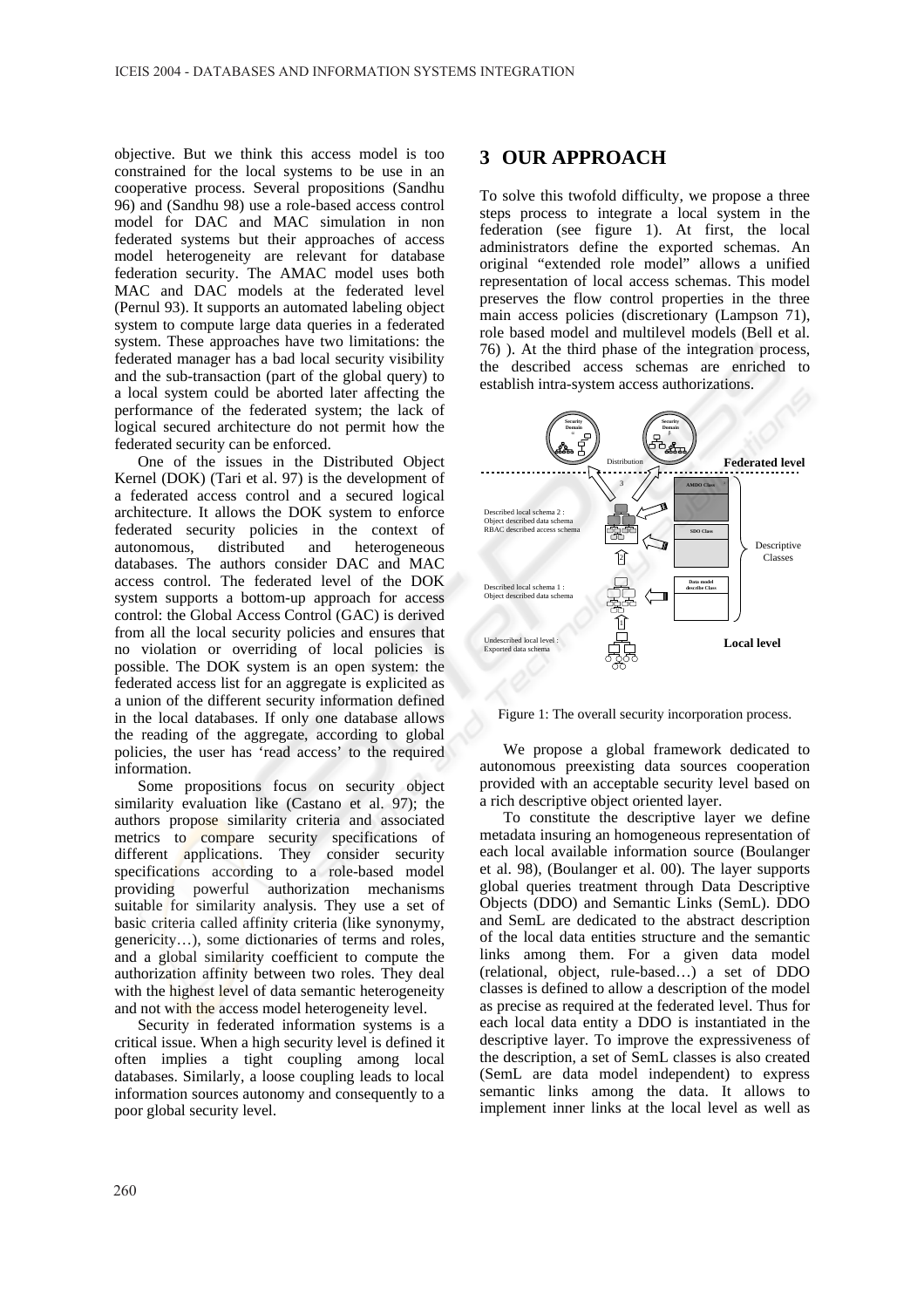objective. But we think this access model is too constrained for the local systems to be use in an cooperative process. Several propositions (Sandhu 96) and (Sandhu 98) use a role-based access control model for DAC and MAC simulation in non federated systems but their approaches of access model heterogeneity are relevant for database federation security. The AMAC model uses both MAC and DAC models at the federated level (Pernul 93). It supports an automated labeling object system to compute large data queries in a federated system. These approaches have two limitations: the federated manager has a bad local security visibility and the sub-transaction (part of the global query) to a local system could be aborted later affecting the performance of the federated system; the lack of logical secured architecture do not permit how the federated security can be enforced.

One of the issues in the Distributed Object Kernel (DOK) (Tari et al. 97) is the development of a federated access control and a secured logical architecture. It allows the DOK system to enforce federated security policies in the context of autonomous, distributed and heterogeneous databases. The authors consider DAC and MAC access control. The federated level of the DOK system supports a bottom-up approach for access control: the Global Access Control (GAC) is derived from all the local security policies and ensures that no violation or overriding of local policies is possible. The DOK system is an open system: the federated access list for an aggregate is explicited as a union of the different security information defined in the local databases. If only one database allows the reading of the aggregate, according to global policies, the user has 'read access' to the required information.

Some propositions focus on security object similarity evaluation like (Castano et al. 97); the authors propose similarity criteria and associated metrics to compare security specifications of different applications. They consider security specifications according to a role-based model providing powerful authorization mechanisms suitable for similarity analysis. They use a set of basic criteria called affinity criteria (like synonymy, genericity…), some dictionaries of terms and roles, and a global similarity coefficient to compute the authorization affinity between two roles. They deal with the highest level of data semantic heterogeneity and not with the access model heterogeneity level.

Security in federated information systems is a critical issue. When a high security level is defined it often implies a tight coupling among local databases. Similarly, a loose coupling leads to local information sources autonomy and consequently to a poor global security level.

# 3 OUR APPROACH

To solve this twofold difficulty, we propose a three steps process to integrate a local system in the federation (see figure 1). At first, the local administrators define the exported schemas. An original "extended role model" allows a unified representation of local access schemas. This model preserves the flow control properties in the three main access policies (discretionary (Lampson 71), role based model and multilevel models (Bell et al. 76) ). At the third phase of the integration process, the described access schemas are enriched to establish intra-system access authorizations.

Figure 1: The overall security incorporation process.

We propose a global framework dedicated to autonomous preexisting data sources cooperation provided with an acceptable security level based on a rich descriptive object oriented layer.

To constitute the descriptive layer we define metadata insuring an homogeneous representation of each local available information source (Boulanger et al. 98), (Boulanger et al. 00). The layer supports global queries treatment through Data Descriptive Objects (DDO) and Semantic Links (SemL). DDO and SemL are dedicated to the abstract description of the local data entities structure and the semantic links among them. For a given data model (relational, object, rule-based…) a set of DDO classes is defined to allow a description of the model as precise as required at the federated level. Thus for each local data entity a DDO is instantiated in the descriptive layer. To improve the expressiveness of the description, a set of SemL classes is also created (SemL are data model independent) to express semantic links among the data. It allows to implement inner links at the local level as well as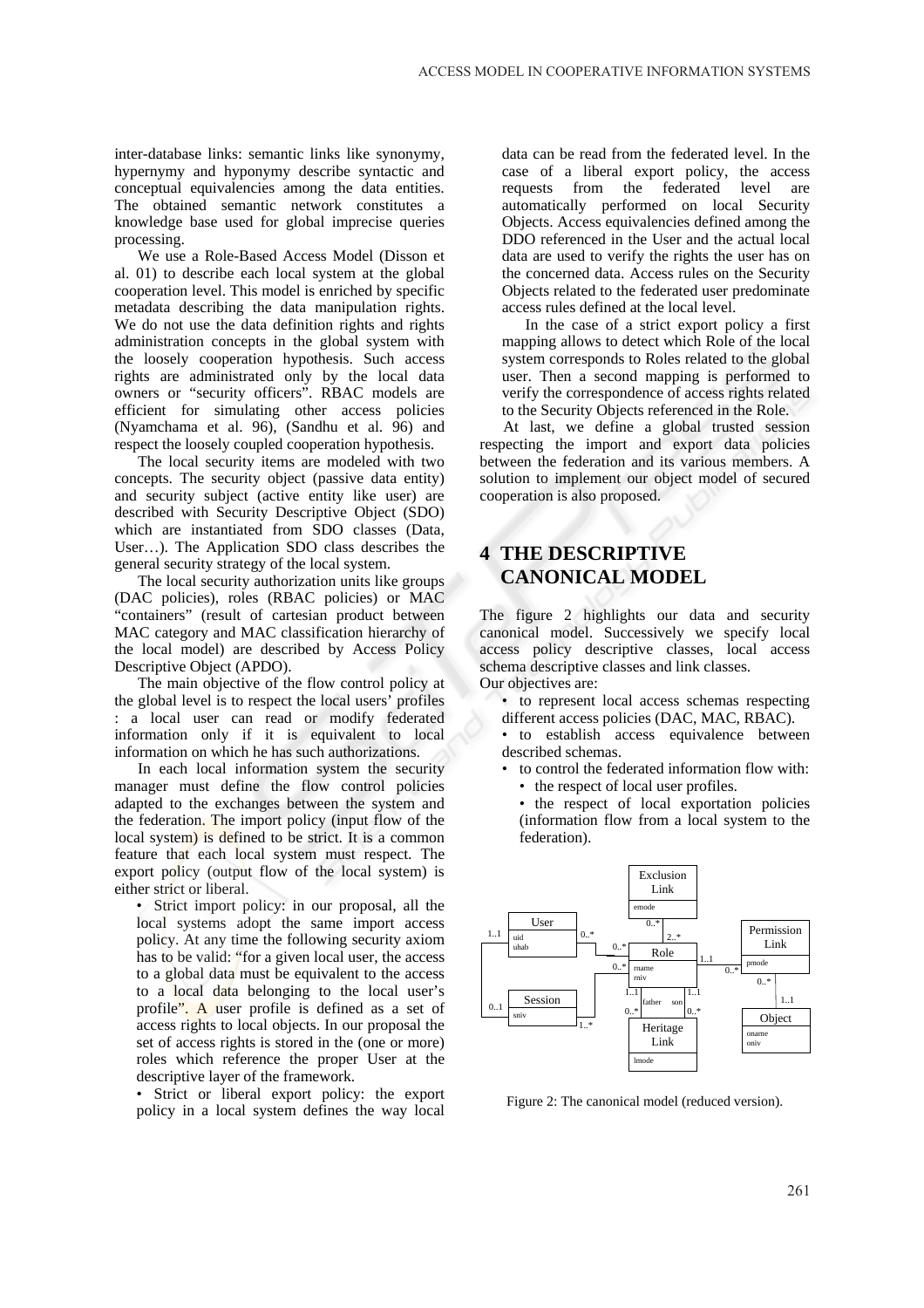inter-database links: semantic links like synonymy, hypernymy and hyponymy describe syntactic and conceptual equivalencies among the data entities. The obtained semantic network constitutes a knowledge base used for global imprecise queries processing.

We use a Role-Based Access Model (Disson et al. 01) to describe each local system at the global cooperation level. This model is enriched by specific metadata describing the data manipulation rights. We do not use the data definition rights and rights administration concepts in the global system with the loosely cooperation hypothesis. Such access rights are administrated only by the local data owners or "security officers". RBAC models are efficient for simulating other access policies (Nyamchama et al. 96), (Sandhu et al. 96) and respect the loosely coupled cooperation hypothesis.

The local security items are modeled with two concepts. The security object (passive data entity) and security subject (active entity like user) are described with Security Descriptive Object (SDO) which are instantiated from SDO classes (Data, User…). The Application SDO class describes the general security strategy of the local system.

The local security authorization units like groups (DAC policies), roles (RBAC policies) or MAC "containers" (result of cartesian product between MAC category and MAC classification hierarchy of the local model) are described by Access Policy Descriptive Object (APDO).

The main objective of the flow control policy at the global level is to respect the local users' profiles : a local user can read or modify federated information only if it is equivalent to local information on which he has such authorizations.

In each local information system the security manager must define the flow control policies adapted to the exchanges between the system and the federation. The import policy (input flow of the local system) is defined to be strict. It is a common feature that each local system must respect. The export policy (output flow of the local system) is either strict or liberal.

- Strict import policy: in our proposal, all the local systems adopt the same import access policy. At any time the following security axiom has to be valid: "for a given local user, the access to a global data must be equivalent to the access to a local data belonging to the local user's profile". A user profile is defined as a set of access rights to local objects. In our proposal the set of access rights is stored in the (one or more) roles which reference the proper User at the descriptive layer of the framework.
- Strict or liberal export policy: the export policy in a local system defines the way local data can be read from the federated level. In the case of a liberal export policy, the access requests from the federated level are automatically performed on local Security Objects. Access equivalencies defined among the DDO referenced in the User and the actual local data are used to verify the rights the user has on the concerned data. Access rules on the Security Objects related to the federated user predominate access rules defined at the local level.

  In the case of a strict export policy a first mapping allows to detect which Role of the local system corresponds to Roles related to the global user. Then a second mapping is performed to verify the correspondence of access rights related to the Security Objects referenced in the Role.

At last, we define a global trusted session respecting the import and export data policies between the federation and its various members. A solution to implement our object model of secured cooperation is also proposed.

# 4 THE DESCRIPTIVE CANONICAL MODEL

The figure 2 highlights our data and security canonical model. Successively we specify local access policy descriptive classes, local access schema descriptive classes and link classes.

Our objectives are:

- to represent local access schemas respecting different access policies (DAC, MAC, RBAC).
- to establish access equivalence between described schemas.
- to control the federated information flow with:
  - the respect of local user profiles.
  - the respect of local exportation policies (information flow from a local system to the federation).

Figure 2: The canonical model (reduced version).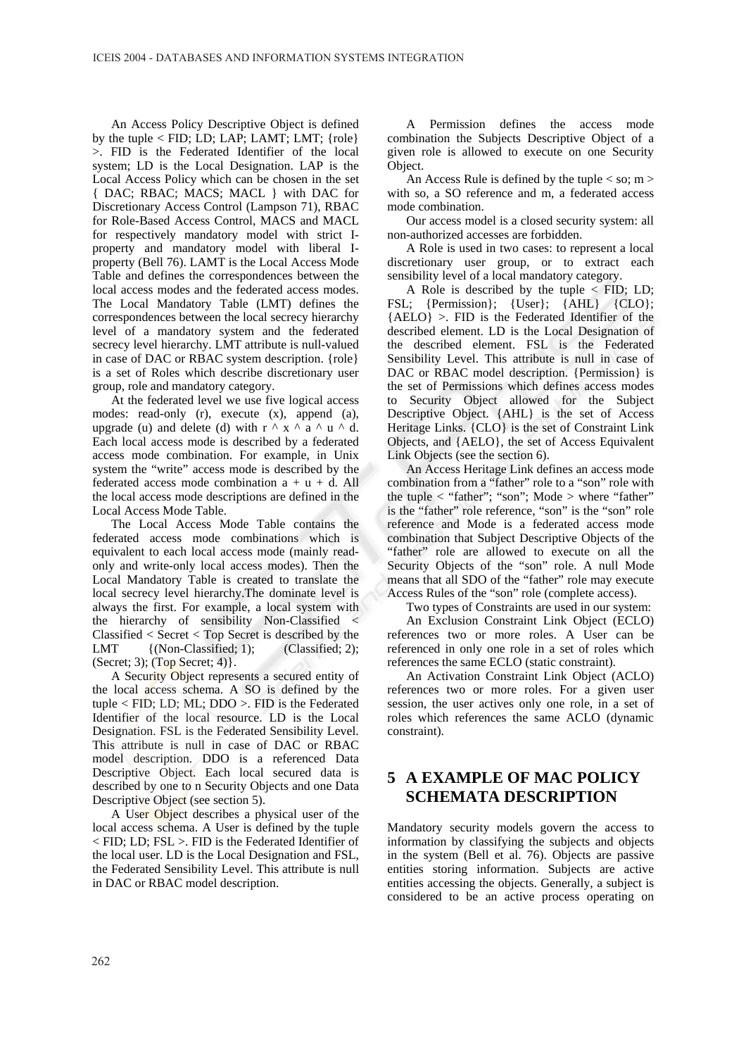An Access Policy Descriptive Object is defined by the tuple < FID; LD; LAP; LAMT; LMT; {role} >. FID is the Federated Identifier of the local system; LD is the Local Designation. LAP is the Local Access Policy which can be chosen in the set { DAC; RBAC; MACS; MACL } with DAC for Discretionary Access Control (Lampson 71), RBAC for Role-Based Access Control, MACS and MACL for respectively mandatory model with strict I-property and mandatory model with liberal I-property (Bell 76). LAMT is the Local Access Mode Table and defines the correspondences between the local access modes and the federated access modes. The Local Mandatory Table (LMT) defines the correspondences between the local secrecy hierarchy level of a mandatory system and the federated secrecy level hierarchy. LMT attribute is null-valued in case of DAC or RBAC system description. {role} is a set of Roles which describe discretionary user group, role and mandatory category.

At the federated level we use five logical access modes: read-only (r), execute (x), append (a), upgrade (u) and delete (d) with $r \wedge x \wedge a \wedge u \wedge d$. Each local access mode is described by a federated access mode combination. For example, in Unix system the "write" access mode is described by the federated access mode combination $a + u + d$. All the local access mode descriptions are defined in the Local Access Mode Table.

The Local Access Mode Table contains the federated access mode combinations which is equivalent to each local access mode (mainly read-only and write-only local access modes). Then the Local Mandatory Table is created to translate the local secrecy level hierarchy.The dominate level is always the first. For example, a local system with the hierarchy of sensibility Non-Classified < Classified < Secret < Top Secret is described by the LMT {(Non-Classified; 1); (Classified; 2); (Secret; 3); (Top Secret; 4)}.

A Security Object represents a secured entity of the local access schema. A SO is defined by the tuple < FID; LD; ML; DDO >. FID is the Federated Identifier of the local resource. LD is the Local Designation. FSL is the Federated Sensibility Level. This attribute is null in case of DAC or RBAC model description. DDO is a referenced Data Descriptive Object. Each local secured data is described by one to n Security Objects and one Data Descriptive Object (see section 5).

A User Object describes a physical user of the local access schema. A User is defined by the tuple < FID; LD; FSL >. FID is the Federated Identifier of the local user. LD is the Local Designation and FSL, the Federated Sensibility Level. This attribute is null in DAC or RBAC model description.

A Permission defines the access mode combination the Subjects Descriptive Object of a given role is allowed to execute on one Security Object.

An Access Rule is defined by the tuple < so; m > with so, a SO reference and m, a federated access mode combination.

Our access model is a closed security system: all non-authorized accesses are forbidden.

A Role is used in two cases: to represent a local discretionary user group, or to extract each sensibility level of a local mandatory category.

A Role is described by the tuple < FID; LD; FSL; {Permission}; {User}; {AHL} {CLO}; {AELO} >. FID is the Federated Identifier of the described element. LD is the Local Designation of the described element. FSL is the Federated Sensibility Level. This attribute is null in case of DAC or RBAC model description. {Permission} is the set of Permissions which defines access modes to Security Object allowed for the Subject Descriptive Object. {AHL} is the set of Access Heritage Links. {CLO} is the set of Constraint Link Objects, and {AELO}, the set of Access Equivalent Link Objects (see the section 6).

An Access Heritage Link defines an access mode combination from a "father" role to a "son" role with the tuple < "father"; "son"; Mode > where "father" is the "father" role reference, "son" is the "son" role reference and Mode is a federated access mode combination that Subject Descriptive Objects of the "father" role are allowed to execute on all the Security Objects of the "son" role. A null Mode means that all SDO of the "father" role may execute Access Rules of the "son" role (complete access).

Two types of Constraints are used in our system:

An Exclusion Constraint Link Object (ECLO) references two or more roles. A User can be referenced in only one role in a set of roles which references the same ECLO (static constraint).

An Activation Constraint Link Object (ACLO) references two or more roles. For a given user session, the user actives only one role, in a set of roles which references the same ACLO (dynamic constraint).

## 5 A EXAMPLE OF MAC POLICY SCHEMATA DESCRIPTION

Mandatory security models govern the access to information by classifying the subjects and objects in the system (Bell et al. 76). Objects are passive entities storing information. Subjects are active entities accessing the objects. Generally, a subject is considered to be an active process operating on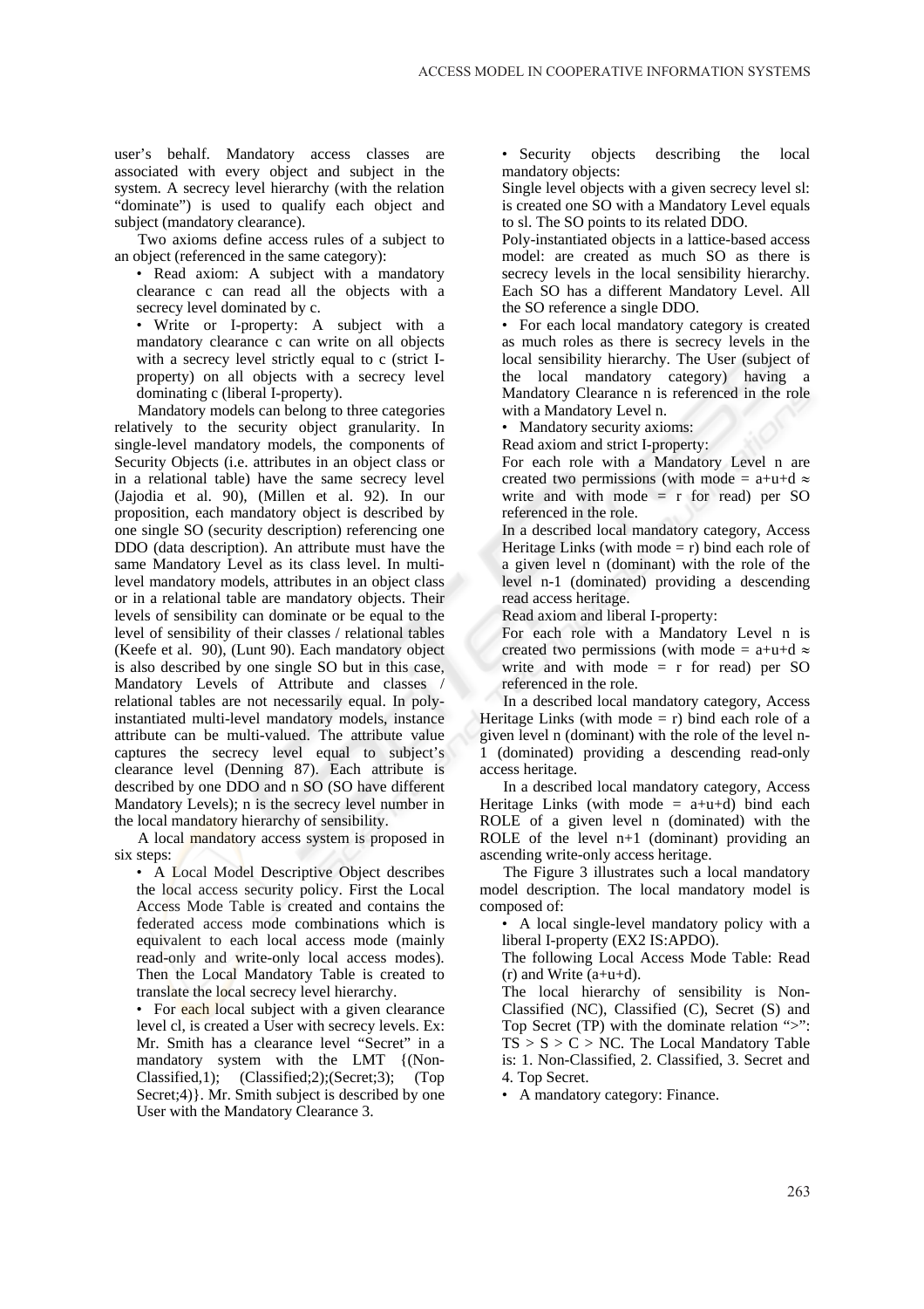user's behalf. Mandatory access classes are associated with every object and subject in the system. A secrecy level hierarchy (with the relation "dominate") is used to qualify each object and subject (mandatory clearance).

Two axioms define access rules of a subject to an object (referenced in the same category):

- Read axiom: A subject with a mandatory clearance c can read all the objects with a secrecy level dominated by c.
- Write or I-property: A subject with a mandatory clearance c can write on all objects with a secrecy level strictly equal to c (strict I-property) on all objects with a secrecy level dominating c (liberal I-property).

Mandatory models can belong to three categories relatively to the security object granularity. In single-level mandatory models, the components of Security Objects (i.e. attributes in an object class or in a relational table) have the same secrecy level (Jajodia et al. 90), (Millen et al. 92). In our proposition, each mandatory object is described by one single SO (security description) referencing one DDO (data description). An attribute must have the same Mandatory Level as its class level. In multi-level mandatory models, attributes in an object class or in a relational table are mandatory objects. Their levels of sensibility can dominate or be equal to the level of sensibility of their classes / relational tables (Keefe et al. 90), (Lunt 90). Each mandatory object is also described by one single SO but in this case, Mandatory Levels of Attribute and classes / relational tables are not necessarily equal. In poly-instantiated multi-level mandatory models, instance attribute can be multi-valued. The attribute value captures the secrecy level equal to subject's clearance level (Denning 87). Each attribute is described by one DDO and n SO (SO have different Mandatory Levels); n is the secrecy level number in the local mandatory hierarchy of sensibility.

A local mandatory access system is proposed in six steps:

- A Local Model Descriptive Object describes the local access security policy. First the Local Access Mode Table is created and contains the federated access mode combinations which is equivalent to each local access mode (mainly read-only and write-only local access modes). Then the Local Mandatory Table is created to translate the local secrecy level hierarchy.
- For each local subject with a given clearance level cl, is created a User with secrecy levels. Ex: Mr. Smith has a clearance level "Secret" in a mandatory system with the LMT {(Non-Classified,1); (Classified;2);(Secret;3); (Top Secret;4)}. Mr. Smith subject is described by one User with the Mandatory Clearance 3.
- Security objects describing the local mandatory objects:

  Single level objects with a given secrecy level sl: is created one SO with a Mandatory Level equals to sl. The SO points to its related DDO.

  Poly-instantiated objects in a lattice-based access model: are created as much SO as there is secrecy levels in the local sensibility hierarchy. Each SO has a different Mandatory Level. All the SO reference a single DDO.
- For each local mandatory category is created as much roles as there is secrecy levels in the local sensibility hierarchy. The User (subject of the local mandatory category) having a Mandatory Clearance n is referenced in the role with a Mandatory Level n.
- Mandatory security axioms:

  Read axiom and strict I-property:

  For each role with a Mandatory Level n are created two permissions (with mode = a+u+d ≈ write and with mode = r for read) per SO referenced in the role.

  In a described local mandatory category, Access Heritage Links (with mode = r) bind each role of a given level n (dominant) with the role of the level n-1 (dominated) providing a descending read access heritage.

  Read axiom and liberal I-property:

  For each role with a Mandatory Level n is created two permissions (with mode = a+u+d ≈ write and with mode = r for read) per SO referenced in the role.

In a described local mandatory category, Access Heritage Links (with mode = r) bind each role of a given level n (dominant) with the role of the level n-1 (dominated) providing a descending read-only access heritage.

In a described local mandatory category, Access Heritage Links (with mode = a+u+d) bind each ROLE of a given level n (dominated) with the ROLE of the level n+1 (dominant) providing an ascending write-only access heritage.

The Figure 3 illustrates such a local mandatory model description. The local mandatory model is composed of:

- A local single-level mandatory policy with a liberal I-property (EX2 IS:APDO).

  The following Local Access Mode Table: Read (r) and Write (a+u+d).

  The local hierarchy of sensibility is Non-Classified (NC), Classified (C), Secret (S) and Top Secret (TP) with the dominate relation ">": TS > S > C > NC. The Local Mandatory Table is: 1. Non-Classified, 2. Classified, 3. Secret and 4. Top Secret.
- A mandatory category: Finance.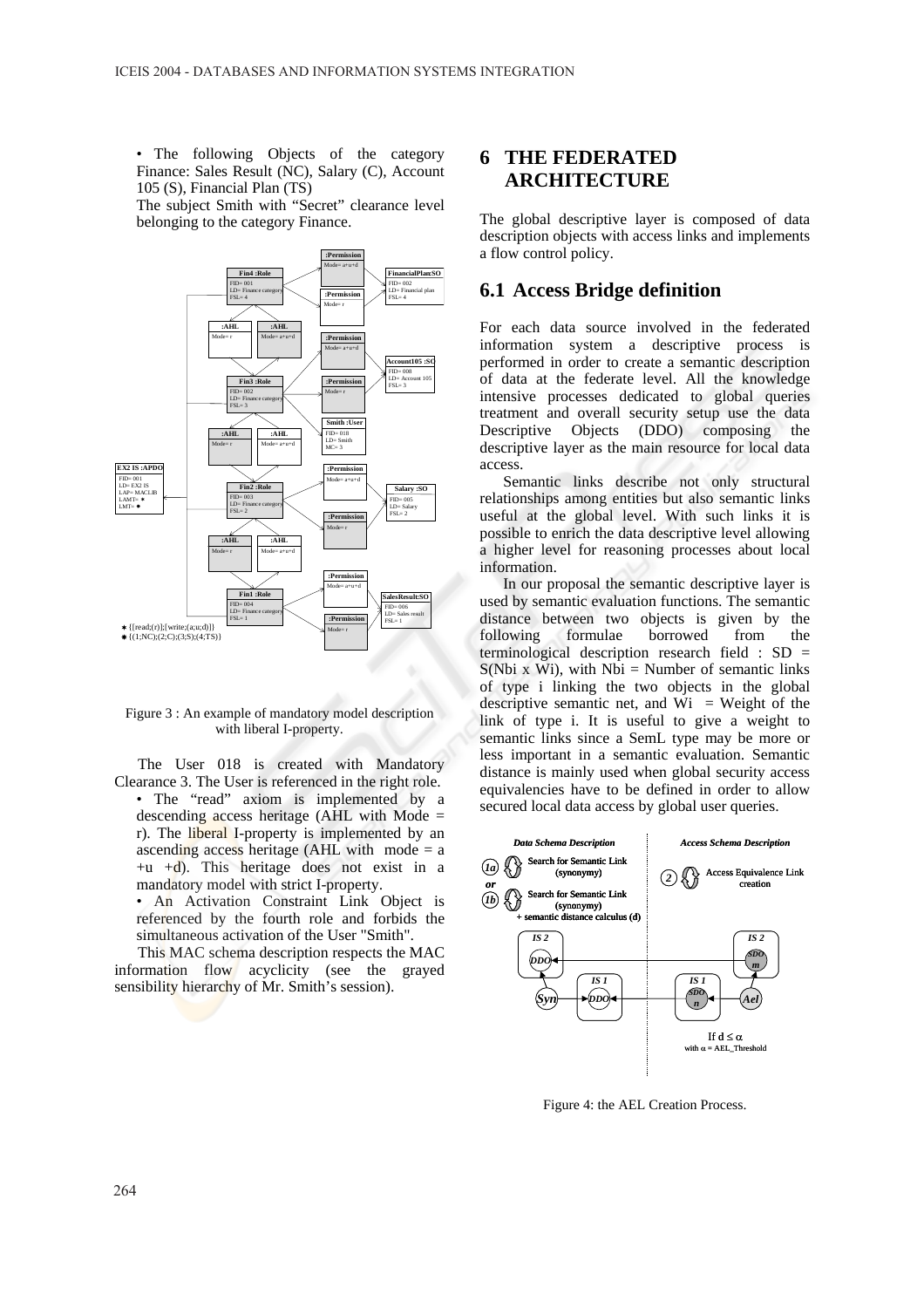• The following Objects of the category Finance: Sales Result (NC), Salary (C), Account 105 (S), Financial Plan (TS)

The subject Smith with "Secret" clearance level belonging to the category Finance.

Figure 3 : An example of mandatory model description with liberal I-property.

The User 018 is created with Mandatory Clearance 3. The User is referenced in the right role.

• The "read" axiom is implemented by a descending access heritage (AHL with Mode = r). The liberal I-property is implemented by an ascending access heritage (AHL with mode = a +u +d). This heritage does not exist in a mandatory model with strict I-property.

• An Activation Constraint Link Object is referenced by the fourth role and forbids the simultaneous activation of the User "Smith".

This MAC schema description respects the MAC information flow acyclicity (see the grayed sensibility hierarchy of Mr. Smith's session).

# 6 THE FEDERATED ARCHITECTURE

The global descriptive layer is composed of data description objects with access links and implements a flow control policy.

## 6.1 Access Bridge definition

For each data source involved in the federated information system a descriptive process is performed in order to create a semantic description of data at the federate level. All the knowledge intensive processes dedicated to global queries treatment and overall security setup use the data Descriptive Objects (DDO) composing the descriptive layer as the main resource for local data access.

Semantic links describe not only structural relationships among entities but also semantic links useful at the global level. With such links it is possible to enrich the data descriptive level allowing a higher level for reasoning processes about local information.

In our proposal the semantic descriptive layer is used by semantic evaluation functions. The semantic distance between two objects is given by the following formulae borrowed from the terminological description research field : $SD = S(Nbi \times Wi)$, with Nbi = Number of semantic links of type i linking the two objects in the global descriptive semantic net, and Wi = Weight of the link of type i. It is useful to give a weight to semantic links since a SemL type may be more or less important in a semantic evaluation. Semantic distance is mainly used when global security access equivalencies have to be defined in order to allow secured local data access by global user queries.

Figure 4: the AEL Creation Process.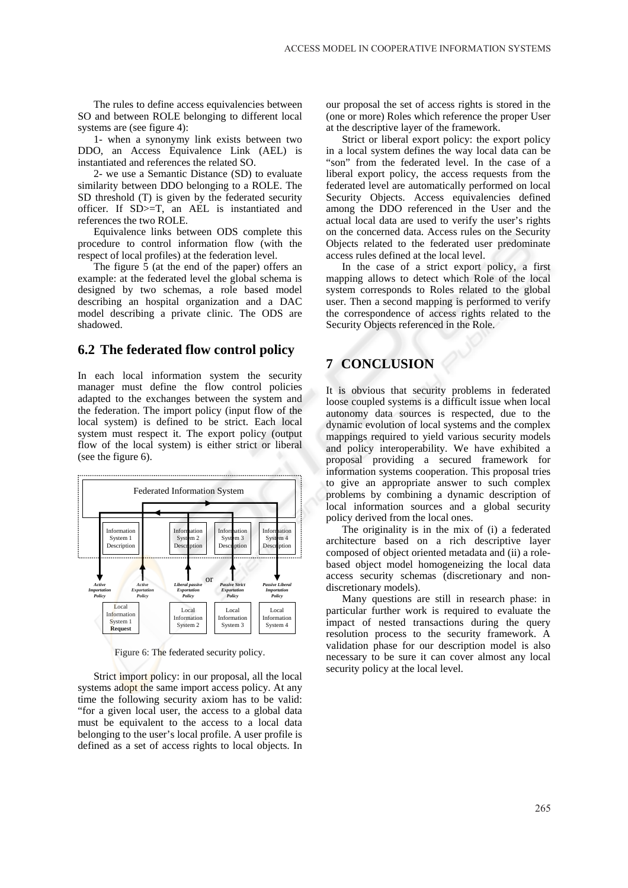The rules to define access equivalencies between SO and between ROLE belonging to different local systems are (see figure 4):

1- when a synonymy link exists between two DDO, an Access Equivalence Link (AEL) is instantiated and references the related SO.

2- we use a Semantic Distance (SD) to evaluate similarity between DDO belonging to a ROLE. The SD threshold (T) is given by the federated security officer. If SD>=T, an AEL is instantiated and references the two ROLE.

Equivalence links between ODS complete this procedure to control information flow (with the respect of local profiles) at the federation level.

The figure 5 (at the end of the paper) offers an example: at the federated level the global schema is designed by two schemas, a role based model describing an hospital organization and a DAC model describing a private clinic. The ODS are shadowed.

## 6.2 The federated flow control policy

In each local information system the security manager must define the flow control policies adapted to the exchanges between the system and the federation. The import policy (input flow of the local system) is defined to be strict. Each local system must respect it. The export policy (output flow of the local system) is either strict or liberal (see the figure 6).

Federated Information System

Information System 1 Description

Information System 2 Description

Information System 3 Description

Information System 4 Description

Active Importation Policy

Active Exportation Policy

Liberal passive Exportation Policy

or

Passive Strict Exportation Policy

Passive Liberal Importation Policy

Local Information System 1 **Request**

Local Information System 2

Local Information System 3

Local Information System 4

Figure 6: The federated security policy.

Strict import policy: in our proposal, all the local systems adopt the same import access policy. At any time the following security axiom has to be valid: "for a given local user, the access to a global data must be equivalent to the access to a local data belonging to the user's local profile. A user profile is defined as a set of access rights to local objects. In our proposal the set of access rights is stored in the (one or more) Roles which reference the proper User at the descriptive layer of the framework.

Strict or liberal export policy: the export policy in a local system defines the way local data can be "son" from the federated level. In the case of a liberal export policy, the access requests from the federated level are automatically performed on local Security Objects. Access equivalencies defined among the DDO referenced in the User and the actual local data are used to verify the user's rights on the concerned data. Access rules on the Security Objects related to the federated user predominate access rules defined at the local level.

In the case of a strict export policy, a first mapping allows to detect which Role of the local system corresponds to Roles related to the global user. Then a second mapping is performed to verify the correspondence of access rights related to the Security Objects referenced in the Role.

# 7 CONCLUSION

It is obvious that security problems in federated loose coupled systems is a difficult issue when local autonomy data sources is respected, due to the dynamic evolution of local systems and the complex mappings required to yield various security models and policy interoperability. We have exhibited a proposal providing a secured framework for information systems cooperation. This proposal tries to give an appropriate answer to such complex problems by combining a dynamic description of local information sources and a global security policy derived from the local ones.

The originality is in the mix of (i) a federated architecture based on a rich descriptive layer composed of object oriented metadata and (ii) a role-based object model homogeneizing the local data access security schemas (discretionary and non-discretionary models).

Many questions are still in research phase: in particular further work is required to evaluate the impact of nested transactions during the query resolution process to the security framework. A validation phase for our description model is also necessary to be sure it can cover almost any local security policy at the local level.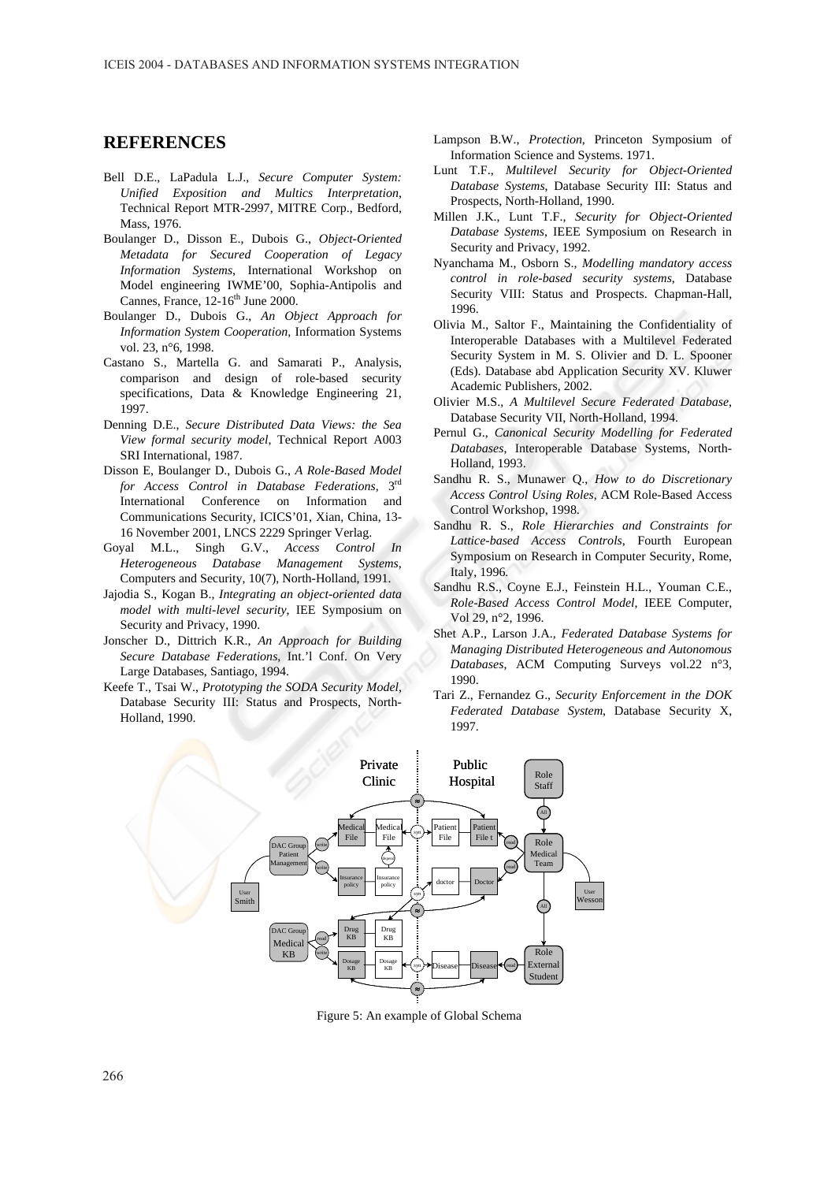## REFERENCES

Bell D.E., LaPadula L.J., *Secure Computer System: Unified Exposition and Multics Interpretation*, Technical Report MTR-2997, MITRE Corp., Bedford, Mass, 1976.

Boulanger D., Disson E., Dubois G., *Object-Oriented Metadata for Secured Cooperation of Legacy Information Systems*, International Workshop on Model engineering IWME'00, Sophia-Antipolis and Cannes, France, 12-16th June 2000.

Boulanger D., Dubois G., *An Object Approach for Information System Cooperation*, Information Systems vol. 23, n°6, 1998.

Castano S., Martella G. and Samarati P., Analysis, comparison and design of role-based security specifications, Data & Knowledge Engineering 21, 1997.

Denning D.E., *Secure Distributed Data Views: the Sea View formal security model*, Technical Report A003 SRI International, 1987.

Disson E, Boulanger D., Dubois G., *A Role-Based Model for Access Control in Database Federations*, 3rd International Conference on Information and Communications Security, ICICS'01, Xian, China, 13-16 November 2001, LNCS 2229 Springer Verlag.

Goyal M.L., Singh G.V., *Access Control In Heterogeneous Database Management Systems*, Computers and Security, 10(7), North-Holland, 1991.

Jajodia S., Kogan B., *Integrating an object-oriented data model with multi-level security*, IEE Symposium on Security and Privacy, 1990.

Jonscher D., Dittrich K.R., *An Approach for Building Secure Database Federations*, Int.'l Conf. On Very Large Databases, Santiago, 1994.

Keefe T., Tsai W., *Prototyping the SODA Security Model*, Database Security III: Status and Prospects, North-Holland, 1990.

Lampson B.W., *Protection*, Princeton Symposium of Information Science and Systems. 1971.

Lunt T.F., *Multilevel Security for Object-Oriented Database Systems*, Database Security III: Status and Prospects, North-Holland, 1990.

Millen J.K., Lunt T.F., *Security for Object-Oriented Database Systems*, IEEE Symposium on Research in Security and Privacy, 1992.

Nyanchama M., Osborn S., *Modelling mandatory access control in role-based security systems*, Database Security VIII: Status and Prospects. Chapman-Hall, 1996.

Olivia M., Saltor F., Maintaining the Confidentiality of Interoperable Databases with a Multilevel Federated Security System in M. S. Olivier and D. L. Spooner (Eds). Database abd Application Security XV. Kluwer Academic Publishers, 2002.

Olivier M.S., *A Multilevel Secure Federated Database*, Database Security VII, North-Holland, 1994.

Pernul G., *Canonical Security Modelling for Federated Databases*, Interoperable Database Systems, North-Holland, 1993.

Sandhu R. S., Munawer Q., *How to do Discretionary Access Control Using Roles*, ACM Role-Based Access Control Workshop, 1998.

Sandhu R. S., *Role Hierarchies and Constraints for Lattice-based Access Controls*, Fourth European Symposium on Research in Computer Security, Rome, Italy, 1996.

Sandhu R.S., Coyne E.J., Feinstein H.L., Youman C.E., *Role-Based Access Control Model*, IEEE Computer, Vol 29, n°2, 1996.

Shet A.P., Larson J.A., *Federated Database Systems for Managing Distributed Heterogeneous and Autonomous Databases*, ACM Computing Surveys vol.22 n°3, 1990.

Tari Z., Fernandez G., *Security Enforcement in the DOK Federated Database System*, Database Security X, 1997.

Private Clinic
Public Hospital
Role Staff
All
Medical File
Medical File
syn
Patient File
Patient File t
read
Role Medical Team
DAC Group Patient Management
write
write
depend
read
Insurance policy
Insurance policy
doctor
Doctor
syn
User Smith
User Wesson
All
DAC Group Medical KB
read
write
Drug KB
Drug KB
Dosage KB
Dosage KB
syn
Disease
Disease
read
Role External Student

Figure 5: An example of Global Schema